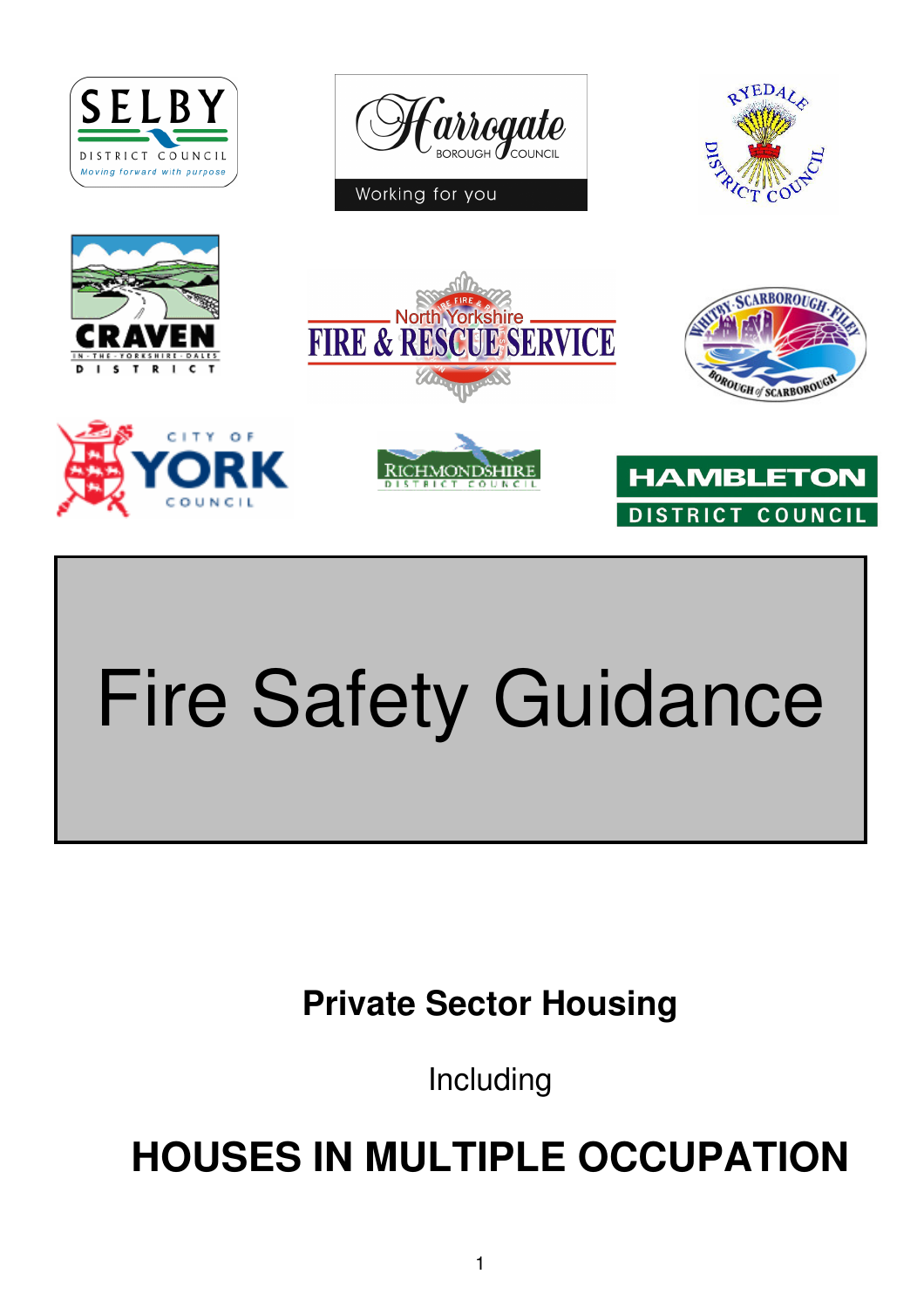# Fire Safety Guidance

## Private Sector Housing

Including

# HOUSES IN MULTIPLE OCCUPATION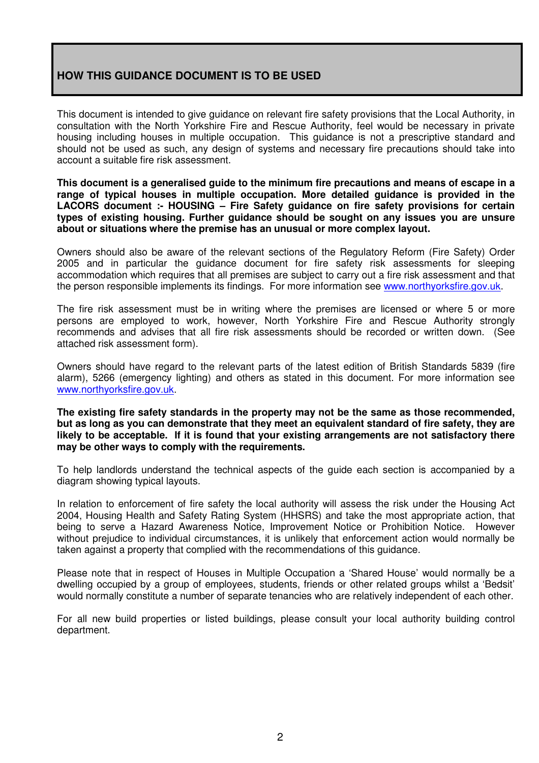## HOW THIS GUIDANCE DOCUMENT IS TO BE USED

This document is intended to give guidance on relevant fire safety provisions that the Local Authority, in consultation with the North Yorkshire Fire and Rescue Authority, feel would be necessary in private housing including houses in multiple occupation. This guidance is not a prescriptive standard and should not be used as such, any design of systems and necessary fire precautions should take into account a suitable fire risk assessment.

**This document is a generalised guide to the minimum fire precautions and means of escape in a range of typical houses in multiple occupation. More detailed guidance is provided in the LACORS document :- HOUSING – Fire Safety guidance on fire safety provisions for certain types of existing housing. Further guidance should be sought on any issues you are unsure about or situations where the premise has an unusual or more complex layout.**

Owners should also be aware of the relevant sections of the Regulatory Reform (Fire Safety) Order 2005 and in particular the guidance document for fire safety risk assessments for sleeping accommodation which requires that all premises are subject to carry out a fire risk assessment and that the person responsible implements its findings. For more information see www.northyorksfire.gov.uk.

The fire risk assessment must be in writing where the premises are licensed or where 5 or more persons are employed to work, however, North Yorkshire Fire and Rescue Authority strongly recommends and advises that all fire risk assessments should be recorded or written down. (See attached risk assessment form).

Owners should have regard to the relevant parts of the latest edition of British Standards 5839 (fire alarm), 5266 (emergency lighting) and others as stated in this document. For more information see www.northyorksfire.gov.uk.

**The existing fire safety standards in the property may not be the same as those recommended, but as long as you can demonstrate that they meet an equivalent standard of fire safety, they are likely to be acceptable. If it is found that your existing arrangements are not satisfactory there may be other ways to comply with the requirements.**

To help landlords understand the technical aspects of the guide each section is accompanied by a diagram showing typical layouts.

In relation to enforcement of fire safety the local authority will assess the risk under the Housing Act 2004, Housing Health and Safety Rating System (HHSRS) and take the most appropriate action, that being to serve a Hazard Awareness Notice, Improvement Notice or Prohibition Notice. However without prejudice to individual circumstances, it is unlikely that enforcement action would normally be taken against a property that complied with the recommendations of this guidance.

Please note that in respect of Houses in Multiple Occupation a 'Shared House' would normally be a dwelling occupied by a group of employees, students, friends or other related groups whilst a 'Bedsit' would normally constitute a number of separate tenancies who are relatively independent of each other.

For all new build properties or listed buildings, please consult your local authority building control department.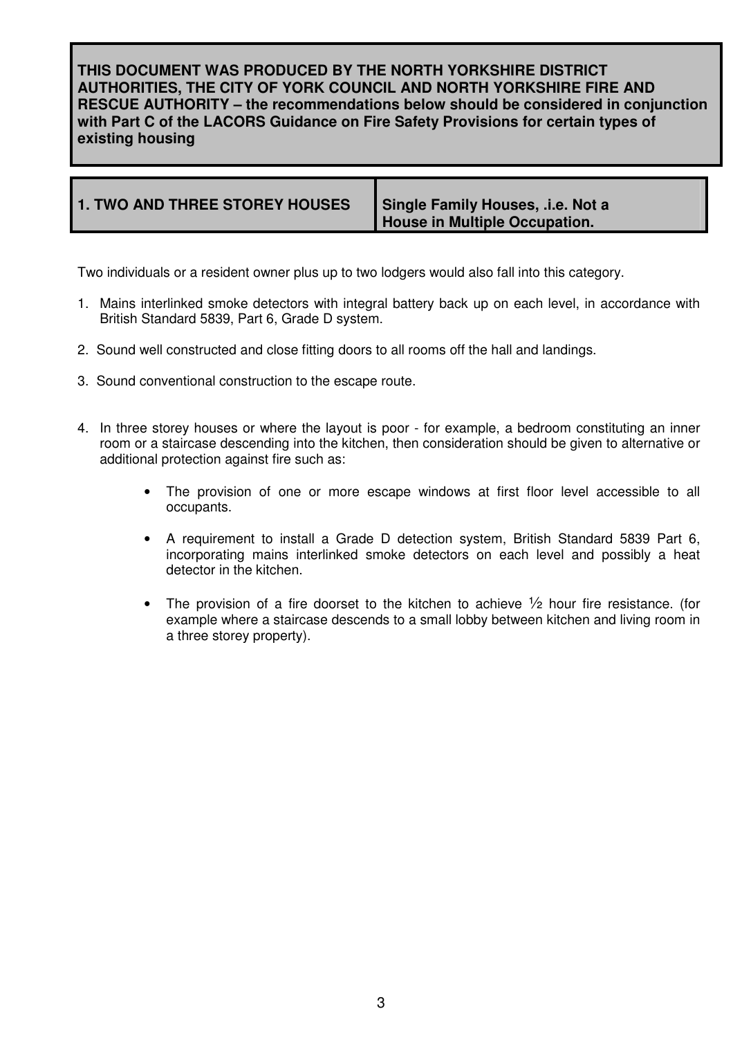**THIS DOCUMENT WAS PRODUCED BY THE NORTH YORKSHIRE DISTRICT AUTHORITIES, THE CITY OF YORK COUNCIL AND NORTH YORKSHIRE FIRE AND RESCUE AUTHORITY – the recommendations below should be considered in conjunction with Part C of the LACORS Guidance on Fire Safety Provisions for certain types of existing housing**

| **1. TWO AND THREE STOREY HOUSES** | **Single Family Houses, .i.e. Not a House in Multiple Occupation.** |
| --- | --- |

Two individuals or a resident owner plus up to two lodgers would also fall into this category.

1. Mains interlinked smoke detectors with integral battery back up on each level, in accordance with British Standard 5839, Part 6, Grade D system.

2. Sound well constructed and close fitting doors to all rooms off the hall and landings.

3. Sound conventional construction to the escape route.

4. In three storey houses or where the layout is poor - for example, a bedroom constituting an inner room or a staircase descending into the kitchen, then consideration should be given to alternative or additional protection against fire such as:

   - The provision of one or more escape windows at first floor level accessible to all occupants.

   - A requirement to install a Grade D detection system, British Standard 5839 Part 6, incorporating mains interlinked smoke detectors on each level and possibly a heat detector in the kitchen.

   - The provision of a fire doorset to the kitchen to achieve ½ hour fire resistance. (for example where a staircase descends to a small lobby between kitchen and living room in a three storey property).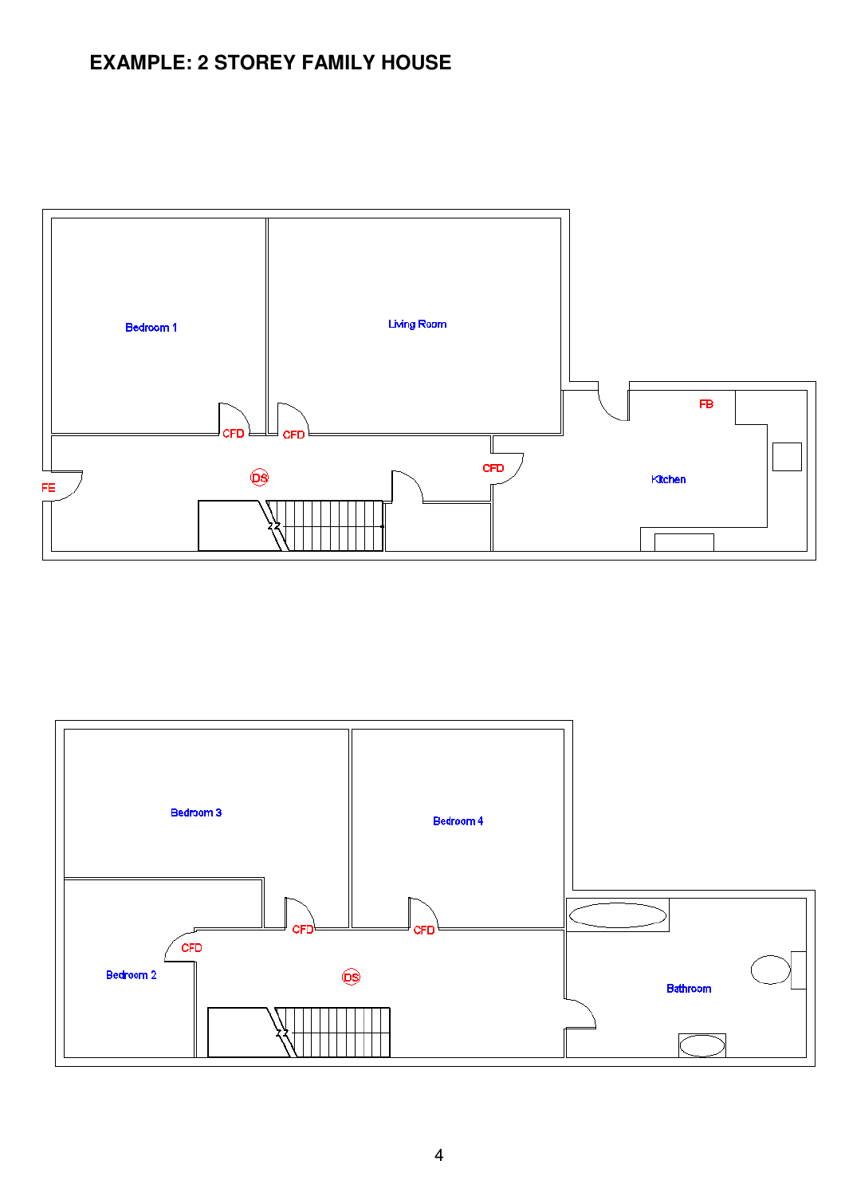# EXAMPLE: 2 STOREY FAMILY HOUSE

Bedroom 1

Living Room

CFD

CFD

FE

DS

CFD

FB

Kitchen

Bedroom 3

Bedroom 4

CFD

CFD

CFD

Bedroom 2

DS

Bathroom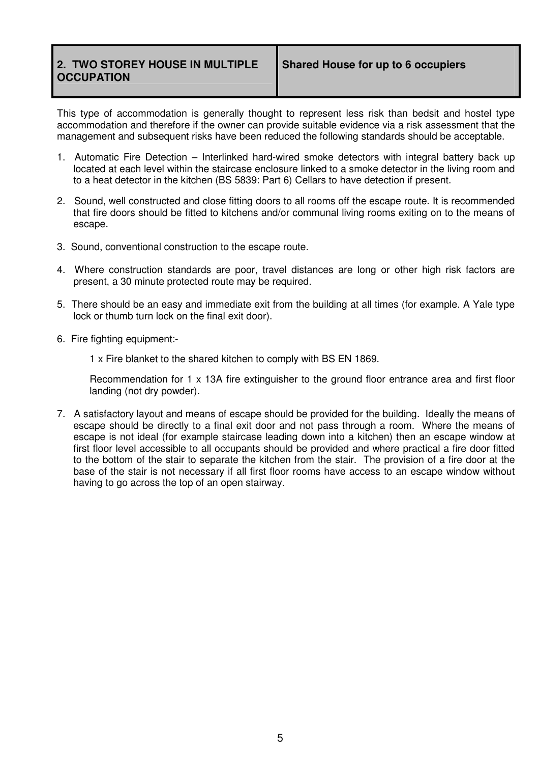| 2. TWO STOREY HOUSE IN MULTIPLE OCCUPATION | Shared House for up to 6 occupiers |
|---|---|

This type of accommodation is generally thought to represent less risk than bedsit and hostel type accommodation and therefore if the owner can provide suitable evidence via a risk assessment that the management and subsequent risks have been reduced the following standards should be acceptable.

1. Automatic Fire Detection – Interlinked hard-wired smoke detectors with integral battery back up located at each level within the staircase enclosure linked to a smoke detector in the living room and to a heat detector in the kitchen (BS 5839: Part 6) Cellars to have detection if present.

2. Sound, well constructed and close fitting doors to all rooms off the escape route. It is recommended that fire doors should be fitted to kitchens and/or communal living rooms exiting on to the means of escape.

3. Sound, conventional construction to the escape route.

4. Where construction standards are poor, travel distances are long or other high risk factors are present, a 30 minute protected route may be required.

5. There should be an easy and immediate exit from the building at all times (for example. A Yale type lock or thumb turn lock on the final exit door).

6. Fire fighting equipment:-

   1 x Fire blanket to the shared kitchen to comply with BS EN 1869.

   Recommendation for 1 x 13A fire extinguisher to the ground floor entrance area and first floor landing (not dry powder).

7. A satisfactory layout and means of escape should be provided for the building. Ideally the means of escape should be directly to a final exit door and not pass through a room. Where the means of escape is not ideal (for example staircase leading down into a kitchen) then an escape window at first floor level accessible to all occupants should be provided and where practical a fire door fitted to the bottom of the stair to separate the kitchen from the stair. The provision of a fire door at the base of the stair is not necessary if all first floor rooms have access to an escape window without having to go across the top of an open stairway.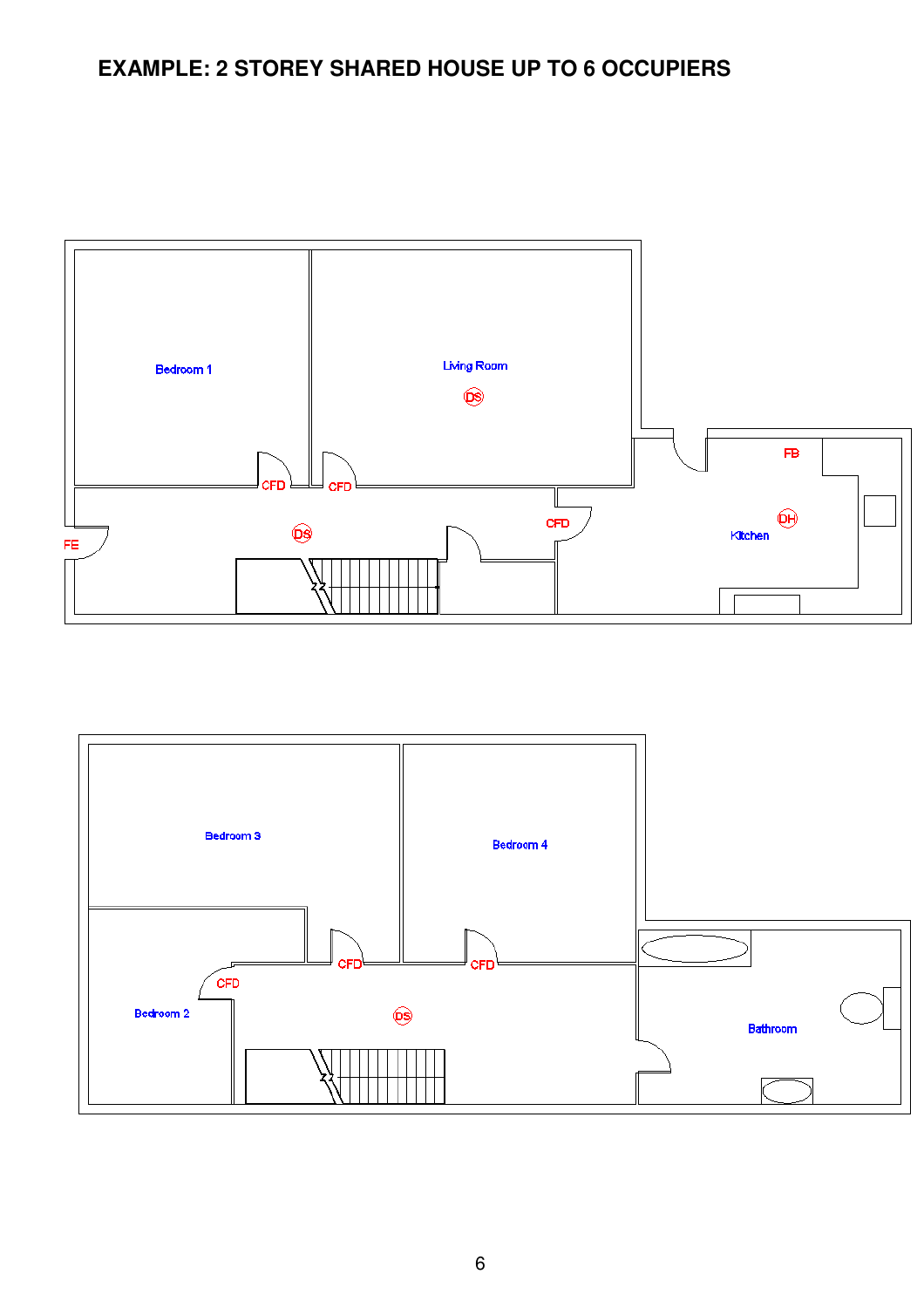# EXAMPLE: 2 STOREY SHARED HOUSE UP TO 6 OCCUPIERS

Bedroom 1

Living Room

DS

CFD

CFD

FB

DH

FE

DS

CFD

Kitchen

Bedroom 3

Bedroom 4

CFD

CFD

CFD

Bedroom 2

DS

Bathroom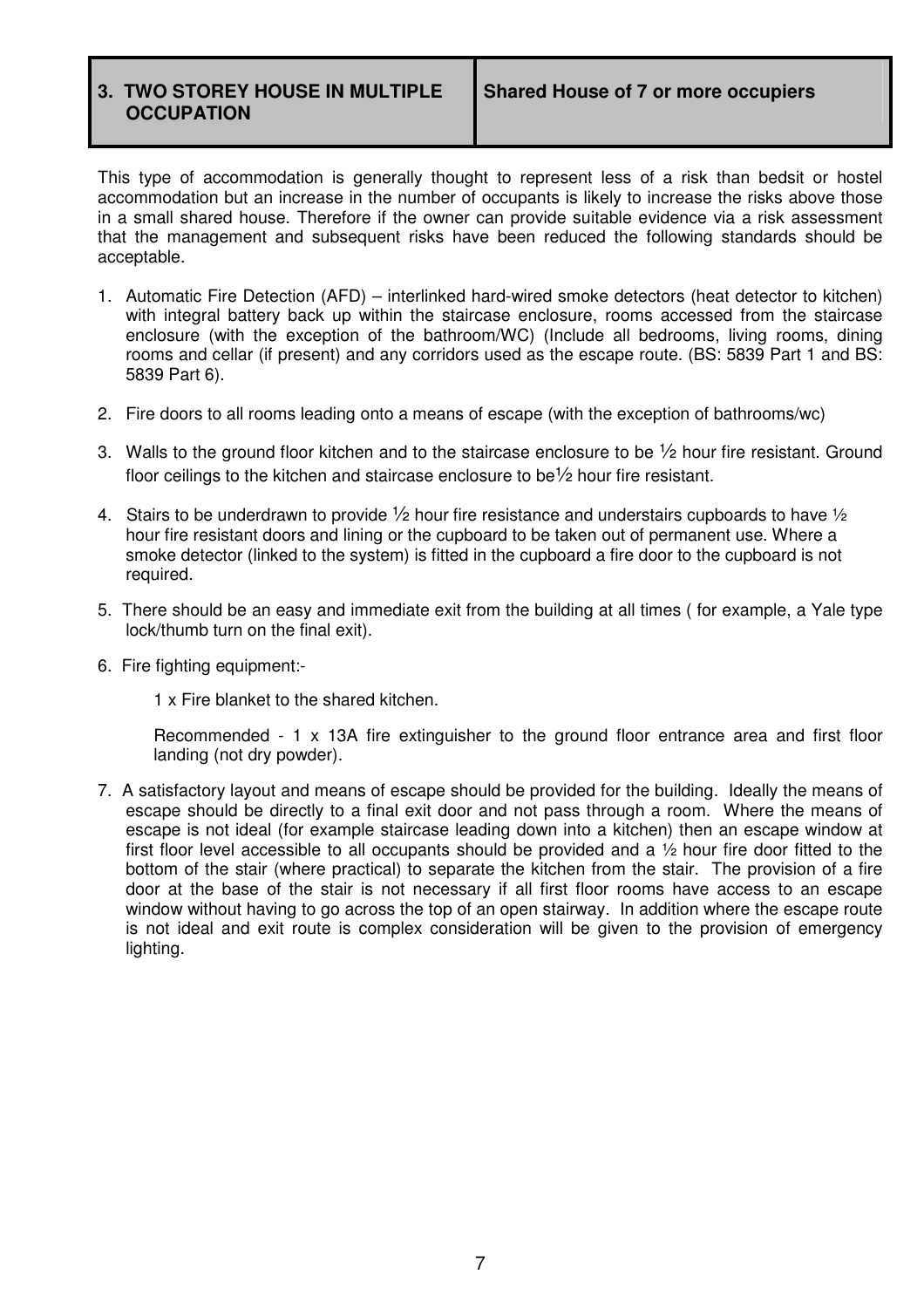| 3. TWO STOREY HOUSE IN MULTIPLE OCCUPATION | Shared House of 7 or more occupiers |
|---|---|

This type of accommodation is generally thought to represent less of a risk than bedsit or hostel accommodation but an increase in the number of occupants is likely to increase the risks above those in a small shared house. Therefore if the owner can provide suitable evidence via a risk assessment that the management and subsequent risks have been reduced the following standards should be acceptable.

1. Automatic Fire Detection (AFD) – interlinked hard-wired smoke detectors (heat detector to kitchen) with integral battery back up within the staircase enclosure, rooms accessed from the staircase enclosure (with the exception of the bathroom/WC) (Include all bedrooms, living rooms, dining rooms and cellar (if present) and any corridors used as the escape route. (BS: 5839 Part 1 and BS: 5839 Part 6).

2. Fire doors to all rooms leading onto a means of escape (with the exception of bathrooms/wc)

3. Walls to the ground floor kitchen and to the staircase enclosure to be ½ hour fire resistant. Ground floor ceilings to the kitchen and staircase enclosure to be½ hour fire resistant.

4. Stairs to be underdrawn to provide ½ hour fire resistance and understairs cupboards to have ½ hour fire resistant doors and lining or the cupboard to be taken out of permanent use. Where a smoke detector (linked to the system) is fitted in the cupboard a fire door to the cupboard is not required.

5. There should be an easy and immediate exit from the building at all times ( for example, a Yale type lock/thumb turn on the final exit).

6. Fire fighting equipment:-

   1 x Fire blanket to the shared kitchen.

   Recommended - 1 x 13A fire extinguisher to the ground floor entrance area and first floor landing (not dry powder).

7. A satisfactory layout and means of escape should be provided for the building. Ideally the means of escape should be directly to a final exit door and not pass through a room. Where the means of escape is not ideal (for example staircase leading down into a kitchen) then an escape window at first floor level accessible to all occupants should be provided and a ½ hour fire door fitted to the bottom of the stair (where practical) to separate the kitchen from the stair. The provision of a fire door at the base of the stair is not necessary if all first floor rooms have access to an escape window without having to go across the top of an open stairway. In addition where the escape route is not ideal and exit route is complex consideration will be given to the provision of emergency lighting.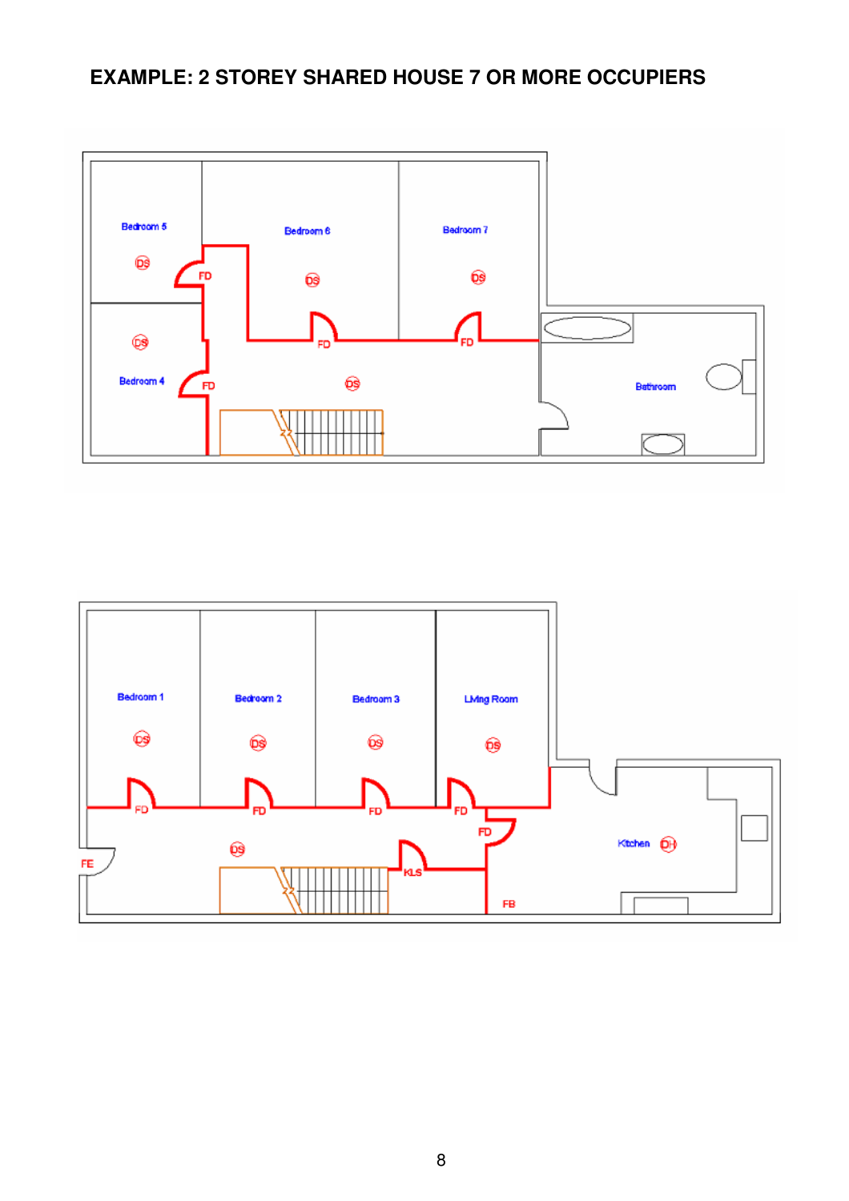## EXAMPLE: 2 STOREY SHARED HOUSE 7 OR MORE OCCUPIERS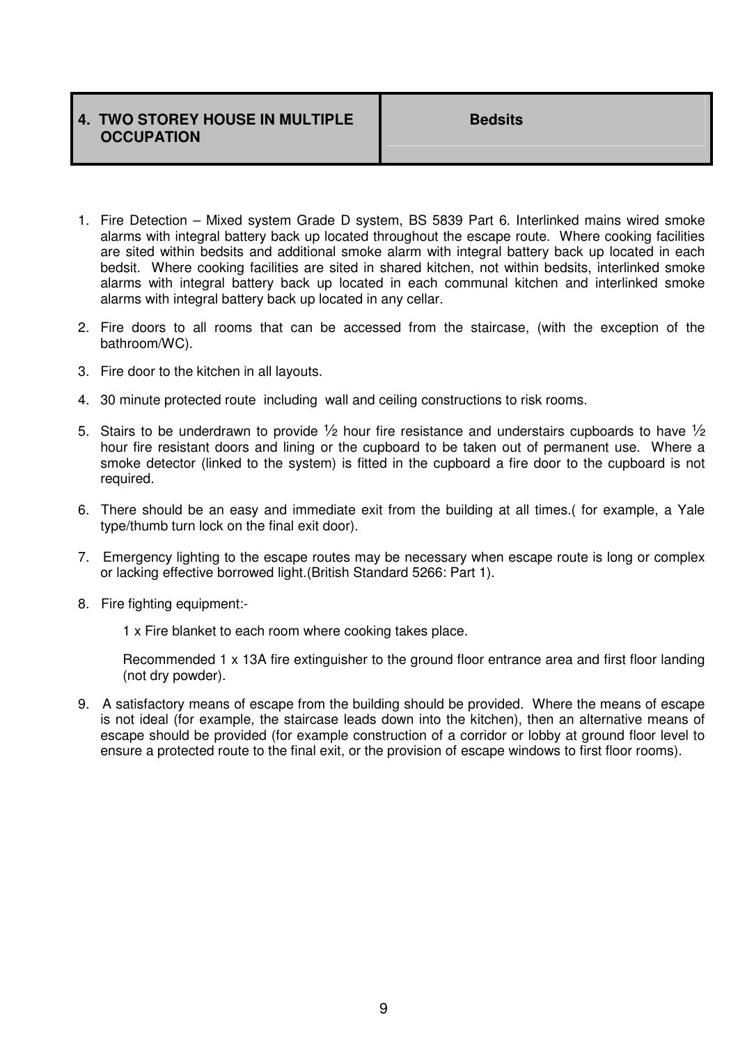| 4. TWO STOREY HOUSE IN MULTIPLE OCCUPATION | Bedsits |
|---|---|

1. Fire Detection – Mixed system Grade D system, BS 5839 Part 6. Interlinked mains wired smoke alarms with integral battery back up located throughout the escape route. Where cooking facilities are sited within bedsits and additional smoke alarm with integral battery back up located in each bedsit. Where cooking facilities are sited in shared kitchen, not within bedsits, interlinked smoke alarms with integral battery back up located in each communal kitchen and interlinked smoke alarms with integral battery back up located in any cellar.

2. Fire doors to all rooms that can be accessed from the staircase, (with the exception of the bathroom/WC).

3. Fire door to the kitchen in all layouts.

4. 30 minute protected route including wall and ceiling constructions to risk rooms.

5. Stairs to be underdrawn to provide ½ hour fire resistance and understairs cupboards to have ½ hour fire resistant doors and lining or the cupboard to be taken out of permanent use. Where a smoke detector (linked to the system) is fitted in the cupboard a fire door to the cupboard is not required.

6. There should be an easy and immediate exit from the building at all times.( for example, a Yale type/thumb turn lock on the final exit door).

7. Emergency lighting to the escape routes may be necessary when escape route is long or complex or lacking effective borrowed light.(British Standard 5266: Part 1).

8. Fire fighting equipment:-

   1 x Fire blanket to each room where cooking takes place.

   Recommended 1 x 13A fire extinguisher to the ground floor entrance area and first floor landing (not dry powder).

9. A satisfactory means of escape from the building should be provided. Where the means of escape is not ideal (for example, the staircase leads down into the kitchen), then an alternative means of escape should be provided (for example construction of a corridor or lobby at ground floor level to ensure a protected route to the final exit, or the provision of escape windows to first floor rooms).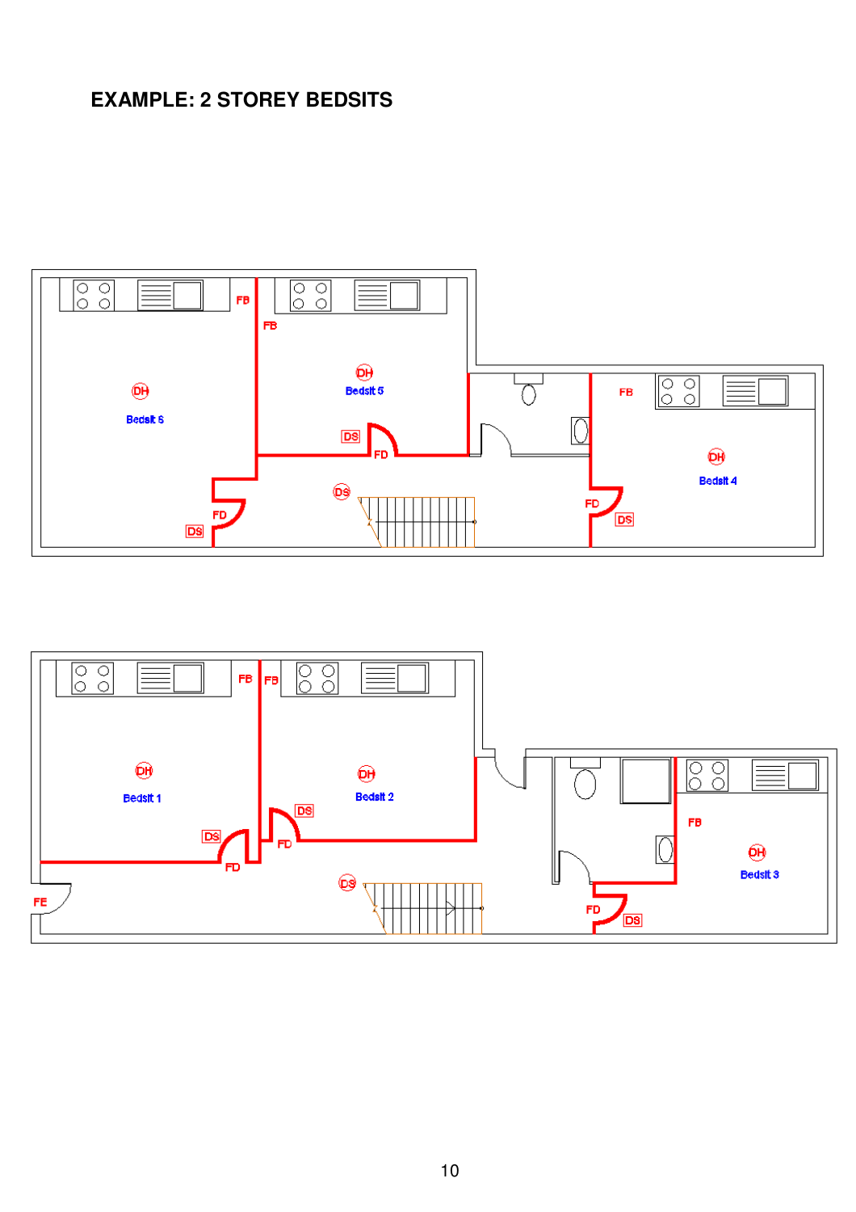# EXAMPLE: 2 STOREY BEDSITS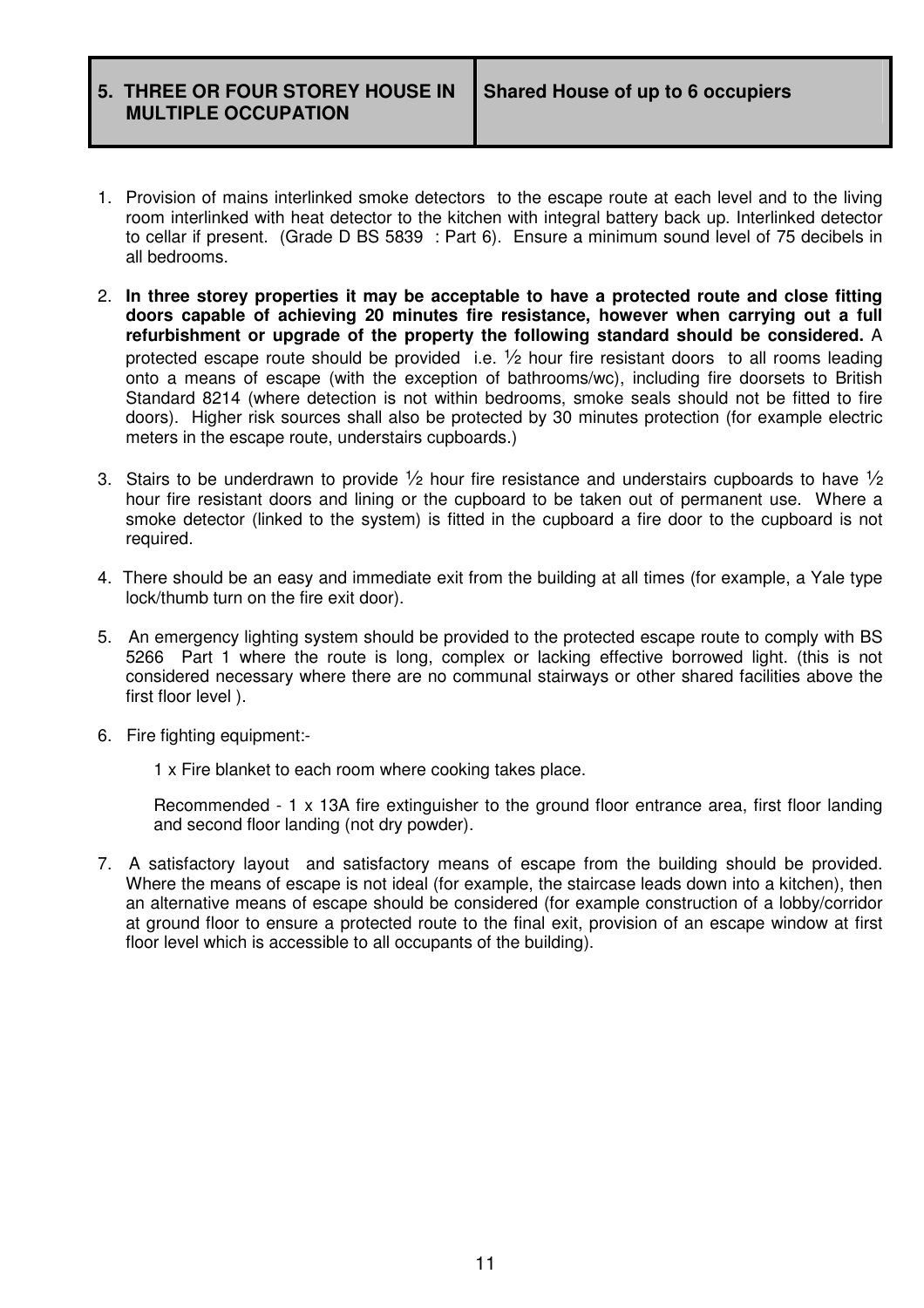| 5. THREE OR FOUR STOREY HOUSE IN MULTIPLE OCCUPATION | Shared House of up to 6 occupiers |
|---|---|

1. Provision of mains interlinked smoke detectors to the escape route at each level and to the living room interlinked with heat detector to the kitchen with integral battery back up. Interlinked detector to cellar if present. (Grade D BS 5839 : Part 6). Ensure a minimum sound level of 75 decibels in all bedrooms.

2. **In three storey properties it may be acceptable to have a protected route and close fitting doors capable of achieving 20 minutes fire resistance, however when carrying out a full refurbishment or upgrade of the property the following standard should be considered.** A protected escape route should be provided i.e. ½ hour fire resistant doors to all rooms leading onto a means of escape (with the exception of bathrooms/wc), including fire doorsets to British Standard 8214 (where detection is not within bedrooms, smoke seals should not be fitted to fire doors). Higher risk sources shall also be protected by 30 minutes protection (for example electric meters in the escape route, understairs cupboards.)

3. Stairs to be underdrawn to provide ½ hour fire resistance and understairs cupboards to have ½ hour fire resistant doors and lining or the cupboard to be taken out of permanent use. Where a smoke detector (linked to the system) is fitted in the cupboard a fire door to the cupboard is not required.

4. There should be an easy and immediate exit from the building at all times (for example, a Yale type lock/thumb turn on the fire exit door).

5. An emergency lighting system should be provided to the protected escape route to comply with BS 5266 Part 1 where the route is long, complex or lacking effective borrowed light. (this is not considered necessary where there are no communal stairways or other shared facilities above the first floor level ).

6. Fire fighting equipment:-

   1 x Fire blanket to each room where cooking takes place.

   Recommended - 1 x 13A fire extinguisher to the ground floor entrance area, first floor landing and second floor landing (not dry powder).

7. A satisfactory layout and satisfactory means of escape from the building should be provided. Where the means of escape is not ideal (for example, the staircase leads down into a kitchen), then an alternative means of escape should be considered (for example construction of a lobby/corridor at ground floor to ensure a protected route to the final exit, provision of an escape window at first floor level which is accessible to all occupants of the building).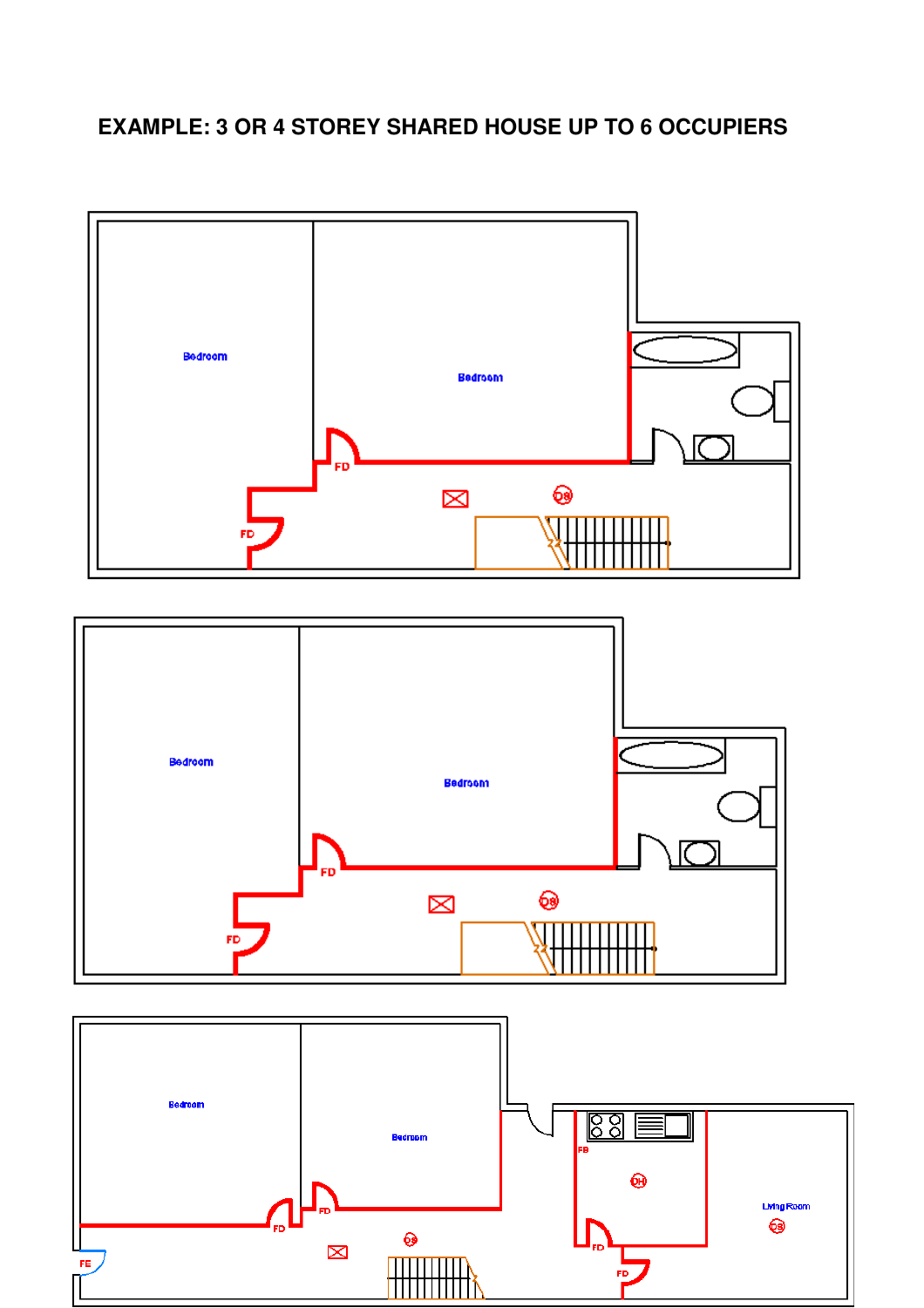# EXAMPLE: 3 OR 4 STOREY SHARED HOUSE UP TO 6 OCCUPIERS

Bedroom

Bedroom

FD

FD

DS

Bedroom

Bedroom

FD

FD

DS

Bedroom

Bedroom

FD

FD

FE

DS

FD

DH

FD

FD

Living Room

DS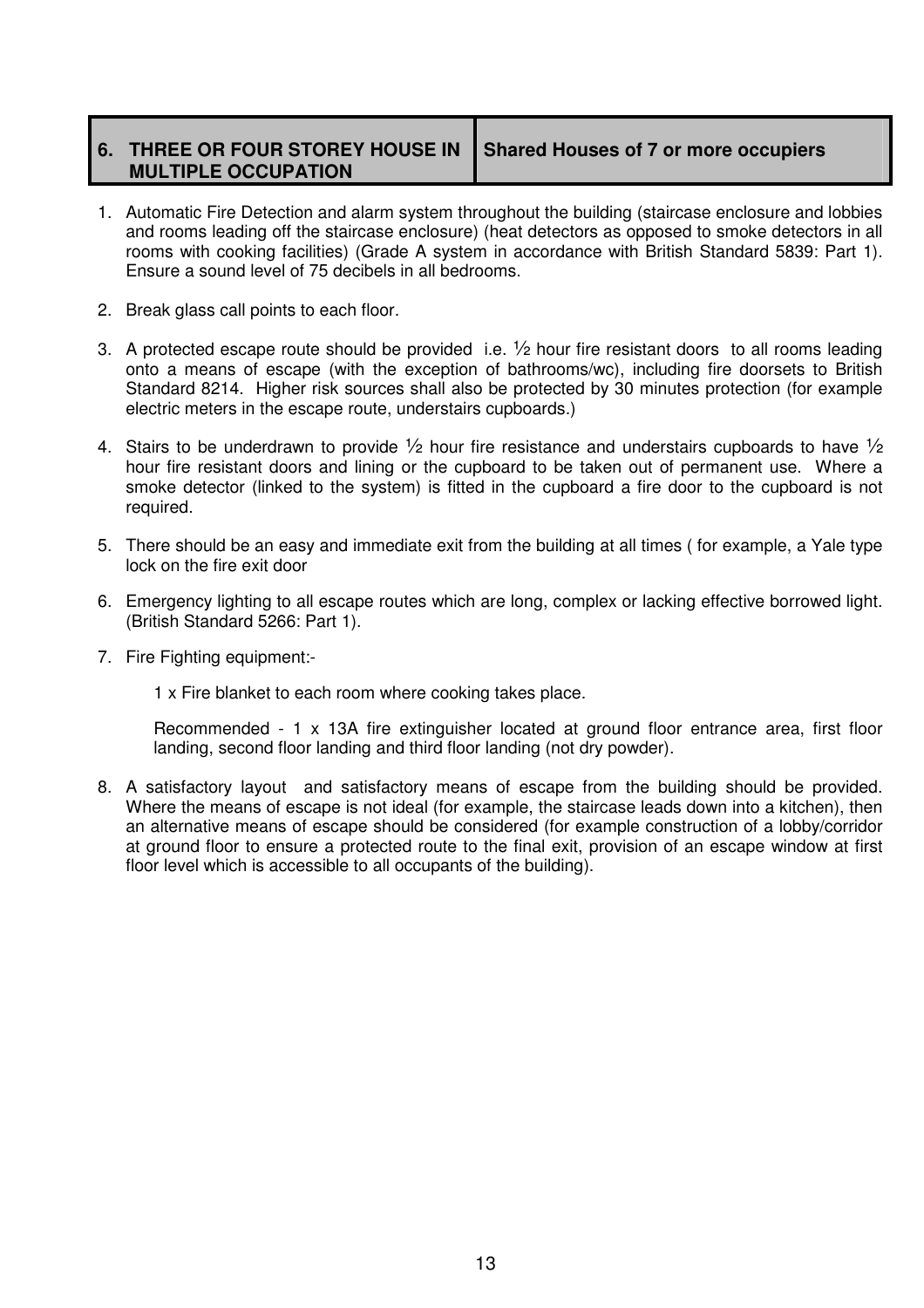| 6. THREE OR FOUR STOREY HOUSE IN MULTIPLE OCCUPATION | Shared Houses of 7 or more occupiers |
|---|---|

1. Automatic Fire Detection and alarm system throughout the building (staircase enclosure and lobbies and rooms leading off the staircase enclosure) (heat detectors as opposed to smoke detectors in all rooms with cooking facilities) (Grade A system in accordance with British Standard 5839: Part 1). Ensure a sound level of 75 decibels in all bedrooms.

2. Break glass call points to each floor.

3. A protected escape route should be provided i.e. ½ hour fire resistant doors to all rooms leading onto a means of escape (with the exception of bathrooms/wc), including fire doorsets to British Standard 8214. Higher risk sources shall also be protected by 30 minutes protection (for example electric meters in the escape route, understairs cupboards.)

4. Stairs to be underdrawn to provide ½ hour fire resistance and understairs cupboards to have ½ hour fire resistant doors and lining or the cupboard to be taken out of permanent use. Where a smoke detector (linked to the system) is fitted in the cupboard a fire door to the cupboard is not required.

5. There should be an easy and immediate exit from the building at all times ( for example, a Yale type lock on the fire exit door

6. Emergency lighting to all escape routes which are long, complex or lacking effective borrowed light. (British Standard 5266: Part 1).

7. Fire Fighting equipment:-

   1 x Fire blanket to each room where cooking takes place.

   Recommended - 1 x 13A fire extinguisher located at ground floor entrance area, first floor landing, second floor landing and third floor landing (not dry powder).

8. A satisfactory layout and satisfactory means of escape from the building should be provided. Where the means of escape is not ideal (for example, the staircase leads down into a kitchen), then an alternative means of escape should be considered (for example construction of a lobby/corridor at ground floor to ensure a protected route to the final exit, provision of an escape window at first floor level which is accessible to all occupants of the building).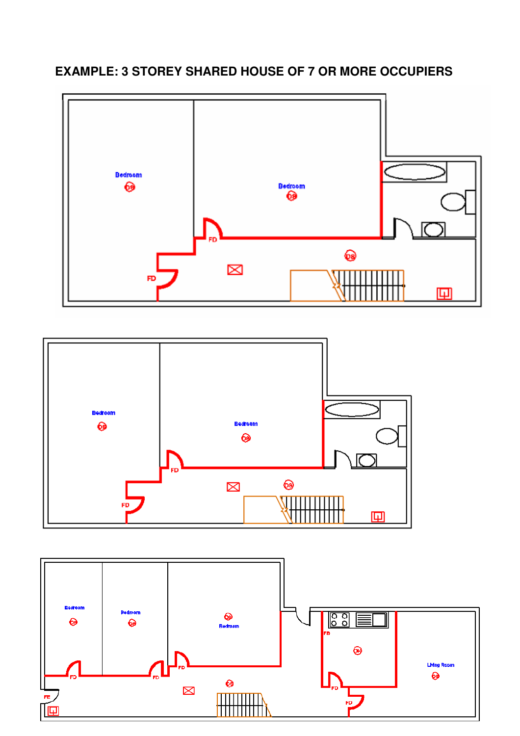# EXAMPLE: 3 STOREY SHARED HOUSE OF 7 OR MORE OCCUPIERS

Bedroom

DS

Bedroom

DS

FD

FD

DS

Bedroom

DS

Bedroom

DS

FD

FD

DS

Bedroom

DS

Bedroom

DS

DS

Bedroom

FD

FD

FD

FE

DS

FB

DH

FD

FD

Living Room

DS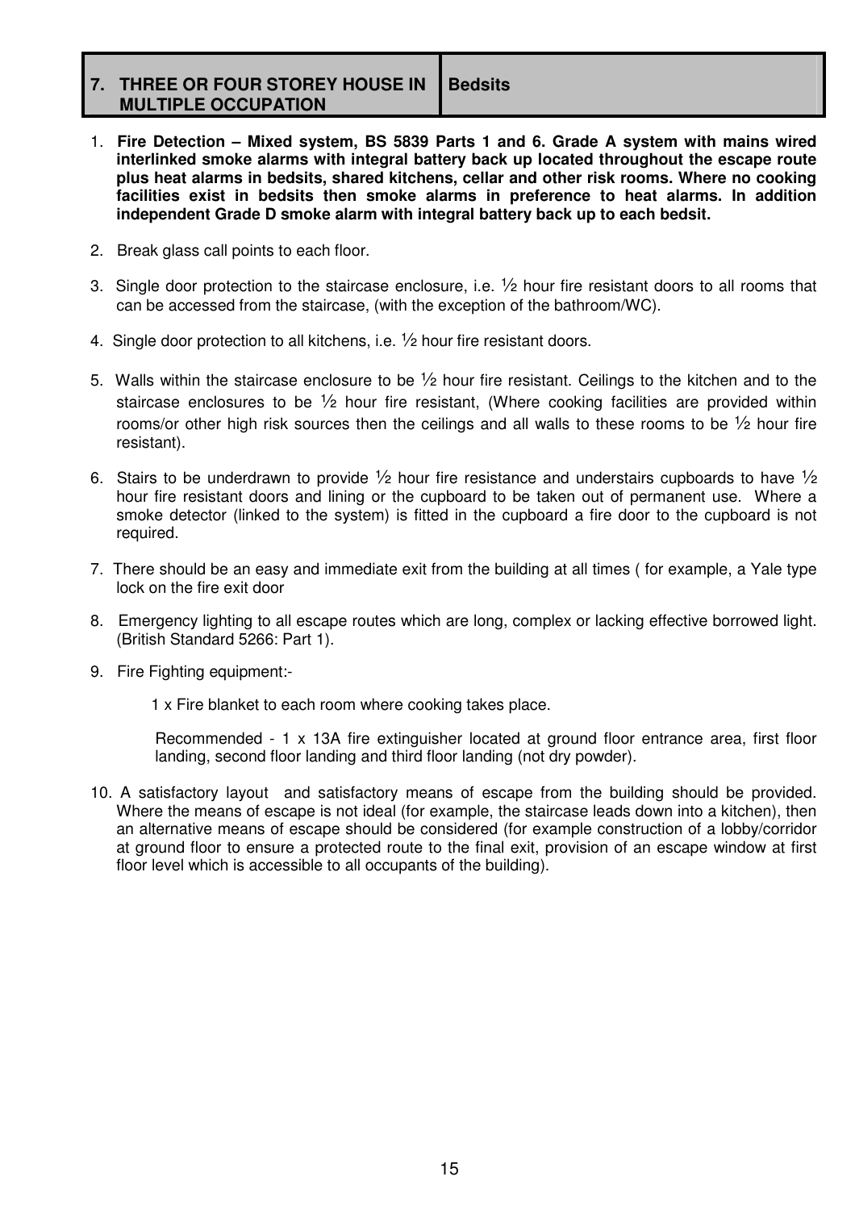| 7. THREE OR FOUR STOREY HOUSE IN MULTIPLE OCCUPATION | Bedsits |
| --- | --- |

1. **Fire Detection – Mixed system, BS 5839 Parts 1 and 6. Grade A system with mains wired interlinked smoke alarms with integral battery back up located throughout the escape route plus heat alarms in bedsits, shared kitchens, cellar and other risk rooms. Where no cooking facilities exist in bedsits then smoke alarms in preference to heat alarms. In addition independent Grade D smoke alarm with integral battery back up to each bedsit.**

2. Break glass call points to each floor.

3. Single door protection to the staircase enclosure, i.e. ½ hour fire resistant doors to all rooms that can be accessed from the staircase, (with the exception of the bathroom/WC).

4. Single door protection to all kitchens, i.e. ½ hour fire resistant doors.

5. Walls within the staircase enclosure to be ½ hour fire resistant. Ceilings to the kitchen and to the staircase enclosures to be ½ hour fire resistant, (Where cooking facilities are provided within rooms/or other high risk sources then the ceilings and all walls to these rooms to be ½ hour fire resistant).

6. Stairs to be underdrawn to provide ½ hour fire resistance and understairs cupboards to have ½ hour fire resistant doors and lining or the cupboard to be taken out of permanent use. Where a smoke detector (linked to the system) is fitted in the cupboard a fire door to the cupboard is not required.

7. There should be an easy and immediate exit from the building at all times ( for example, a Yale type lock on the fire exit door

8. Emergency lighting to all escape routes which are long, complex or lacking effective borrowed light. (British Standard 5266: Part 1).

9. Fire Fighting equipment:-

   1 x Fire blanket to each room where cooking takes place.

   Recommended - 1 x 13A fire extinguisher located at ground floor entrance area, first floor landing, second floor landing and third floor landing (not dry powder).

10. A satisfactory layout and satisfactory means of escape from the building should be provided. Where the means of escape is not ideal (for example, the staircase leads down into a kitchen), then an alternative means of escape should be considered (for example construction of a lobby/corridor at ground floor to ensure a protected route to the final exit, provision of an escape window at first floor level which is accessible to all occupants of the building).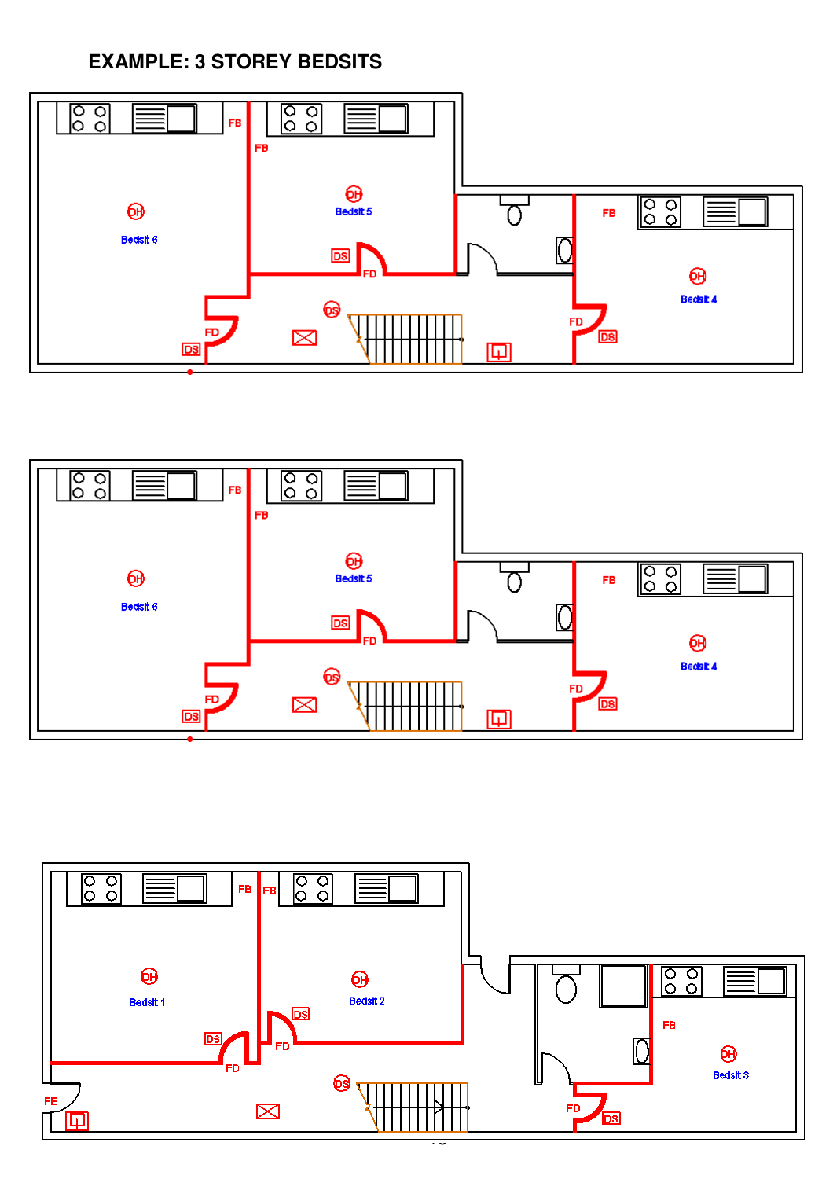# EXAMPLE: 3 STOREY BEDSITS

FB

FB

Bedsit 6

Bedsit 5

Bedsit 4

DS

FD

FD

DS

DS

FB

FD

DS

FB

FB

Bedsit 6

Bedsit 5

Bedsit 4

DS

FD

FD

DS

DS

FB

FD

DS

FB

FB

Bedsit 1

Bedsit 2

Bedsit 3

DS

DS

FD

FD

FE

DS

FB

FD

DS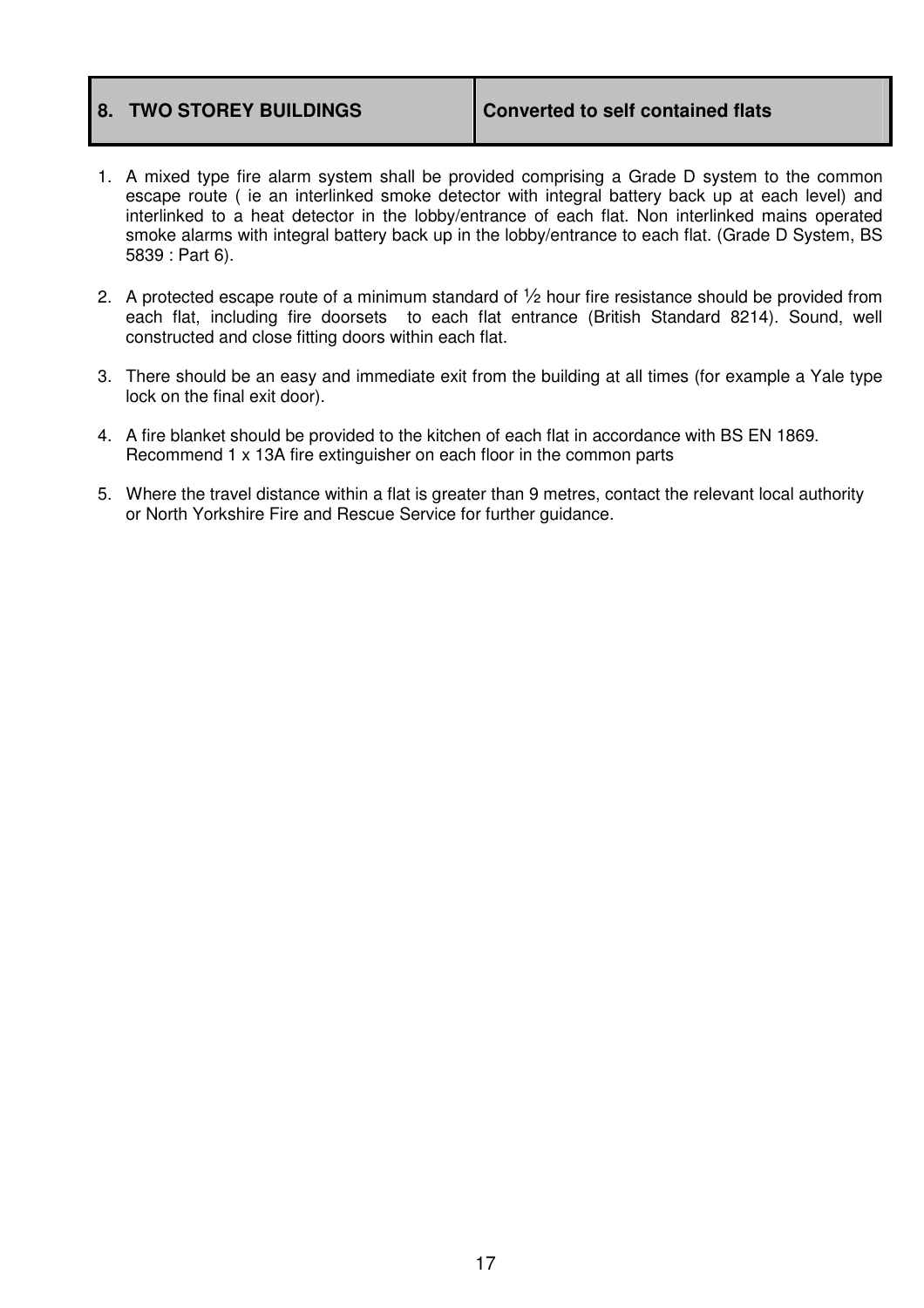| 8. TWO STOREY BUILDINGS | Converted to self contained flats |
|---|---|

1. A mixed type fire alarm system shall be provided comprising a Grade D system to the common escape route ( ie an interlinked smoke detector with integral battery back up at each level) and interlinked to a heat detector in the lobby/entrance of each flat. Non interlinked mains operated smoke alarms with integral battery back up in the lobby/entrance to each flat. (Grade D System, BS 5839 : Part 6).

2. A protected escape route of a minimum standard of ½ hour fire resistance should be provided from each flat, including fire doorsets to each flat entrance (British Standard 8214). Sound, well constructed and close fitting doors within each flat.

3. There should be an easy and immediate exit from the building at all times (for example a Yale type lock on the final exit door).

4. A fire blanket should be provided to the kitchen of each flat in accordance with BS EN 1869. Recommend 1 x 13A fire extinguisher on each floor in the common parts

5. Where the travel distance within a flat is greater than 9 metres, contact the relevant local authority or North Yorkshire Fire and Rescue Service for further guidance.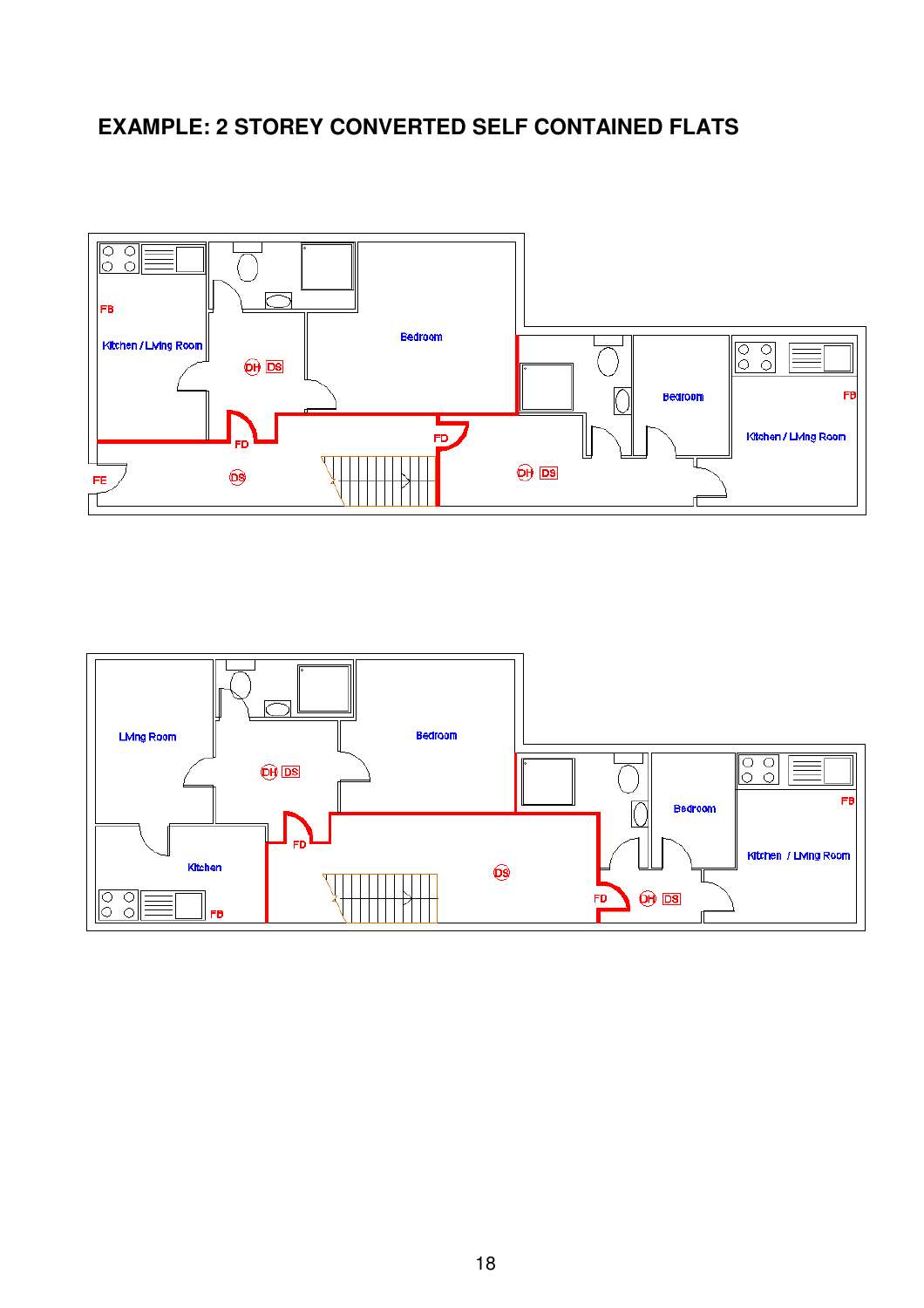## EXAMPLE: 2 STOREY CONVERTED SELF CONTAINED FLATS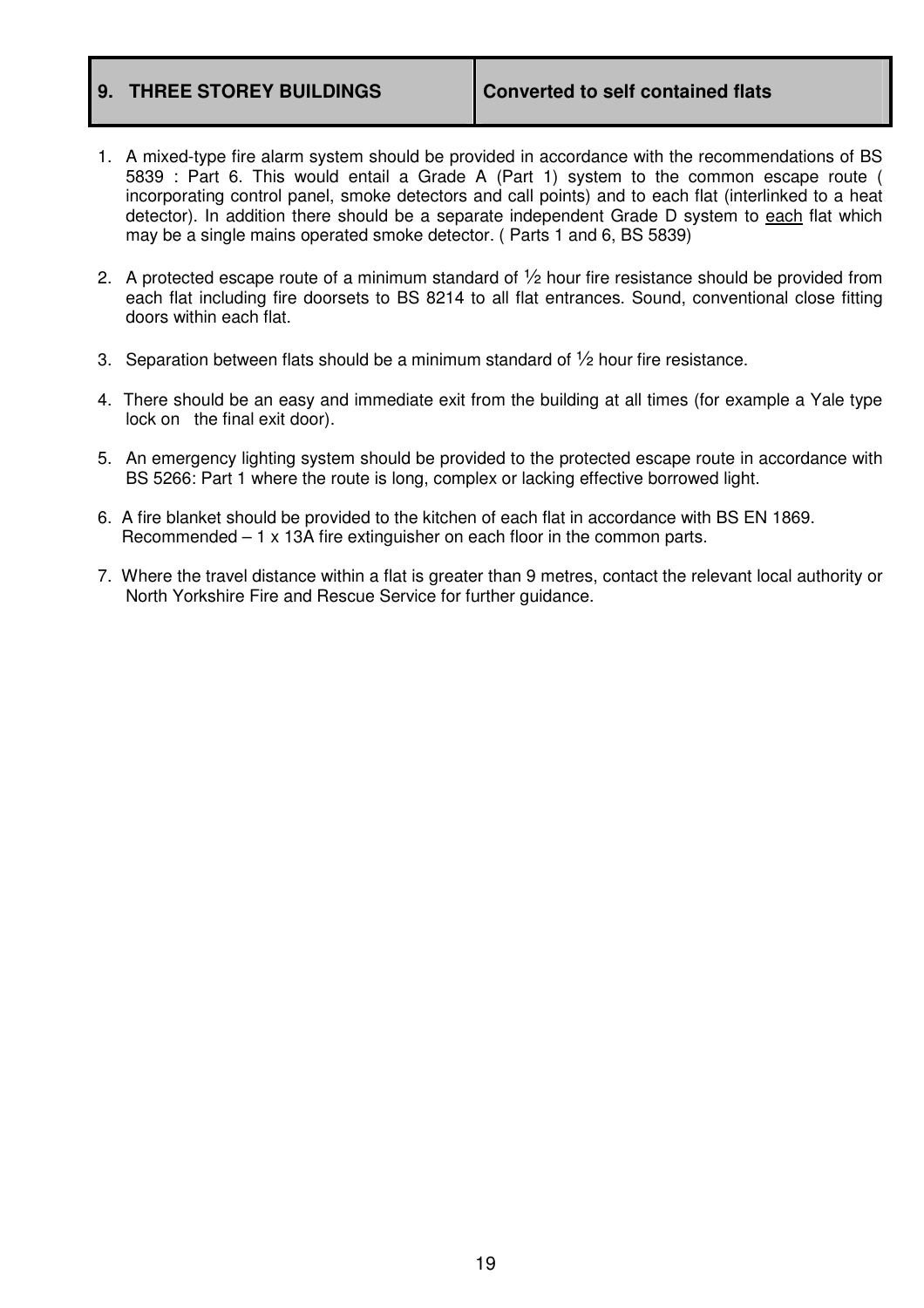## 9. THREE STOREY BUILDINGS — Converted to self contained flats

1. A mixed-type fire alarm system should be provided in accordance with the recommendations of BS 5839 : Part 6. This would entail a Grade A (Part 1) system to the common escape route ( incorporating control panel, smoke detectors and call points) and to each flat (interlinked to a heat detector). In addition there should be a separate independent Grade D system to each flat which may be a single mains operated smoke detector. ( Parts 1 and 6, BS 5839)

2. A protected escape route of a minimum standard of ½ hour fire resistance should be provided from each flat including fire doorsets to BS 8214 to all flat entrances. Sound, conventional close fitting doors within each flat.

3. Separation between flats should be a minimum standard of ½ hour fire resistance.

4. There should be an easy and immediate exit from the building at all times (for example a Yale type lock on the final exit door).

5. An emergency lighting system should be provided to the protected escape route in accordance with BS 5266: Part 1 where the route is long, complex or lacking effective borrowed light.

6. A fire blanket should be provided to the kitchen of each flat in accordance with BS EN 1869.
   Recommended – 1 x 13A fire extinguisher on each floor in the common parts.

7. Where the travel distance within a flat is greater than 9 metres, contact the relevant local authority or North Yorkshire Fire and Rescue Service for further guidance.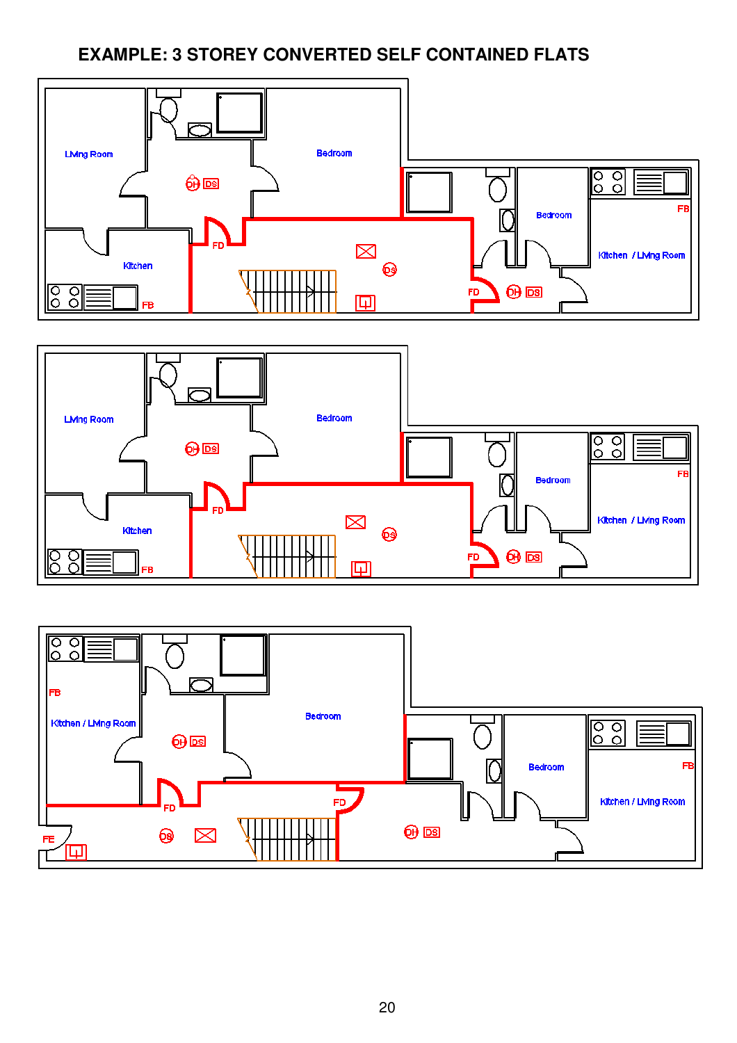# EXAMPLE: 3 STOREY CONVERTED SELF CONTAINED FLATS

Living Room

Bedroom

DH DS

FD

DS

Kitchen

FB

FD

DH DS

Bedroom

FB

Kitchen / Living Room

Living Room

Bedroom

DH DS

FD

DS

Kitchen

FB

FD

DH DS

Bedroom

FB

Kitchen / Living Room

FB

Kitchen / Living Room

DH DS

Bedroom

FD

FD

FE

DS

DH DS

Bedroom

FB

Kitchen / Living Room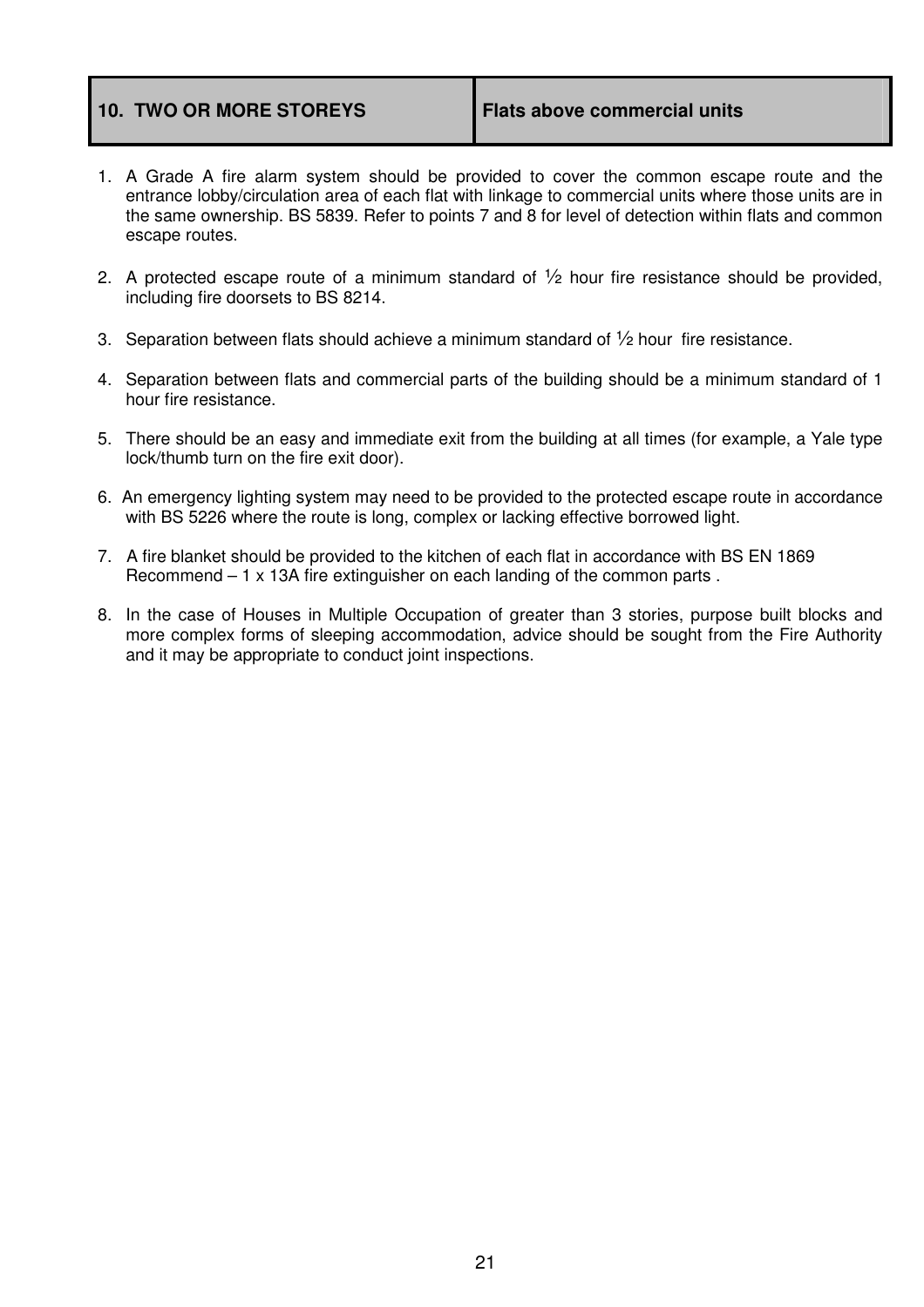| 10. TWO OR MORE STOREYS | Flats above commercial units |
|---|---|

1. A Grade A fire alarm system should be provided to cover the common escape route and the entrance lobby/circulation area of each flat with linkage to commercial units where those units are in the same ownership. BS 5839. Refer to points 7 and 8 for level of detection within flats and common escape routes.

2. A protected escape route of a minimum standard of ½ hour fire resistance should be provided, including fire doorsets to BS 8214.

3. Separation between flats should achieve a minimum standard of ½ hour fire resistance.

4. Separation between flats and commercial parts of the building should be a minimum standard of 1 hour fire resistance.

5. There should be an easy and immediate exit from the building at all times (for example, a Yale type lock/thumb turn on the fire exit door).

6. An emergency lighting system may need to be provided to the protected escape route in accordance with BS 5226 where the route is long, complex or lacking effective borrowed light.

7. A fire blanket should be provided to the kitchen of each flat in accordance with BS EN 1869
   Recommend – 1 x 13A fire extinguisher on each landing of the common parts .

8. In the case of Houses in Multiple Occupation of greater than 3 stories, purpose built blocks and more complex forms of sleeping accommodation, advice should be sought from the Fire Authority and it may be appropriate to conduct joint inspections.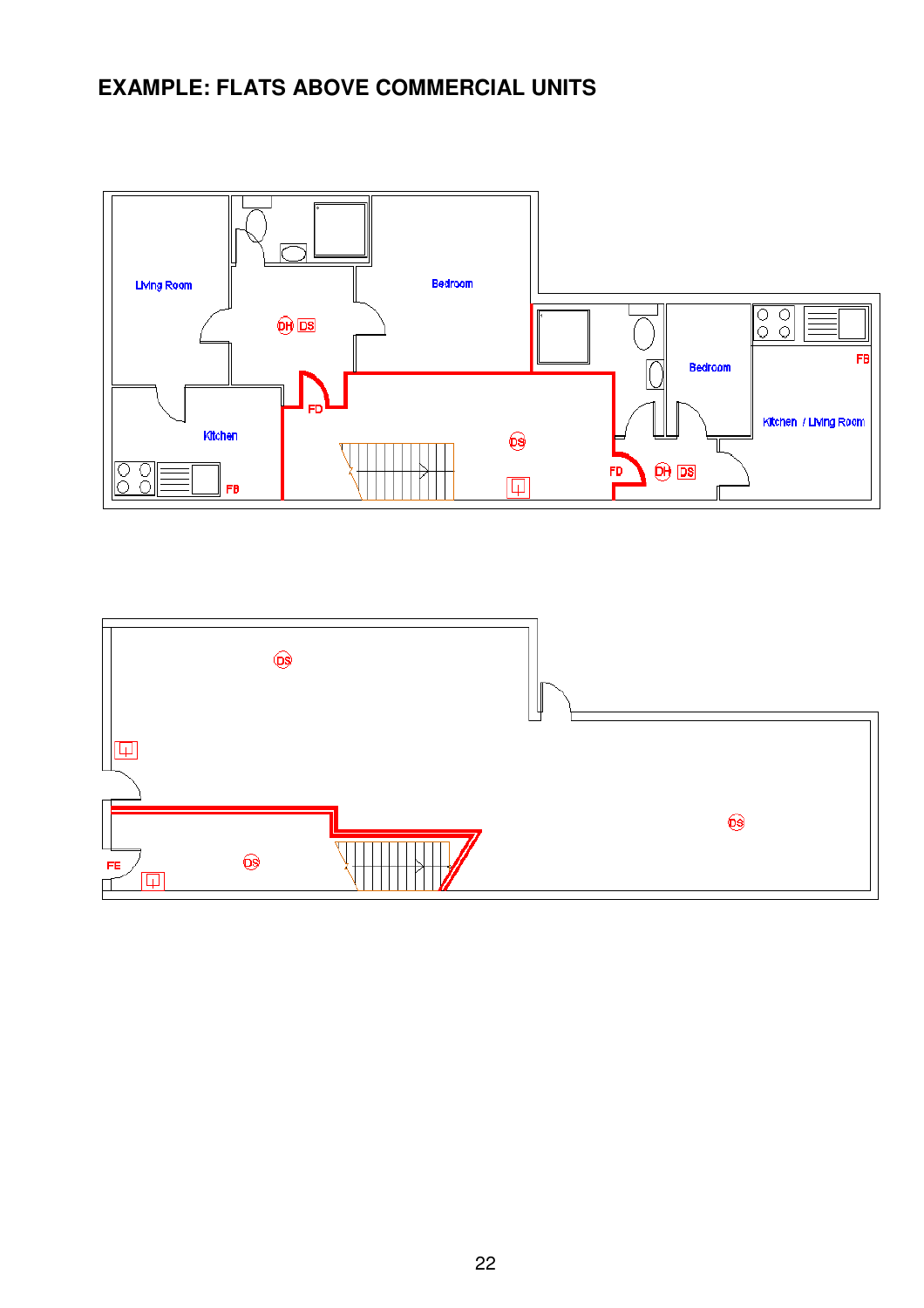## EXAMPLE: FLATS ABOVE COMMERCIAL UNITS

Living Room

Bedroom

DH DS

Bedroom

FB

FD

Kitchen / Living Room

Kitchen

DS

FD

DH DS

FB

DS

FE

DS

DS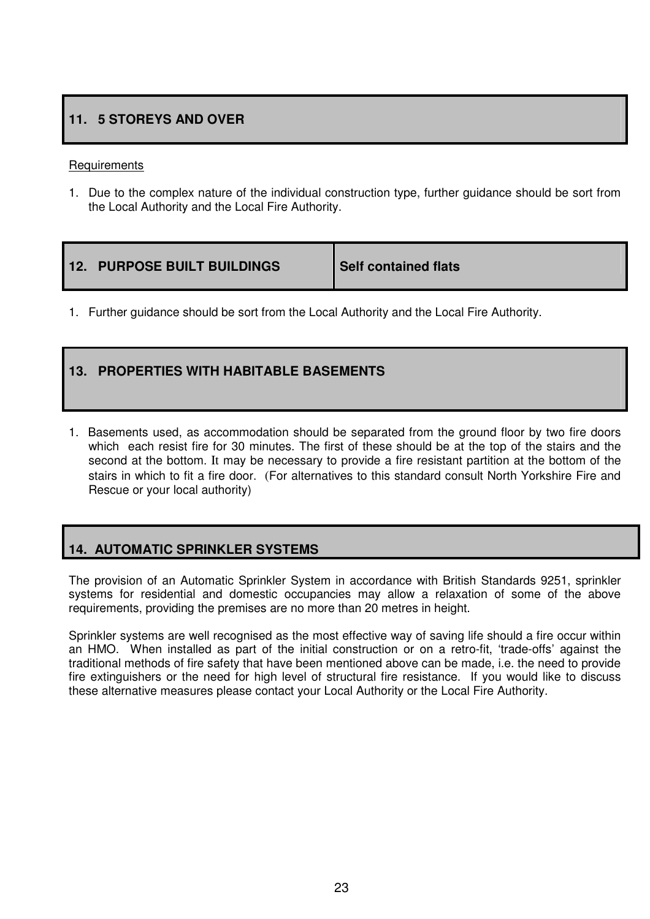## 11. 5 STOREYS AND OVER

Requirements

1. Due to the complex nature of the individual construction type, further guidance should be sort from the Local Authority and the Local Fire Authority.

## 12. PURPOSE BUILT BUILDINGS — Self contained flats

1. Further guidance should be sort from the Local Authority and the Local Fire Authority.

## 13. PROPERTIES WITH HABITABLE BASEMENTS

1. Basements used, as accommodation should be separated from the ground floor by two fire doors which each resist fire for 30 minutes. The first of these should be at the top of the stairs and the second at the bottom. It may be necessary to provide a fire resistant partition at the bottom of the stairs in which to fit a fire door. (For alternatives to this standard consult North Yorkshire Fire and Rescue or your local authority)

## 14. AUTOMATIC SPRINKLER SYSTEMS

The provision of an Automatic Sprinkler System in accordance with British Standards 9251, sprinkler systems for residential and domestic occupancies may allow a relaxation of some of the above requirements, providing the premises are no more than 20 metres in height.

Sprinkler systems are well recognised as the most effective way of saving life should a fire occur within an HMO. When installed as part of the initial construction or on a retro-fit, 'trade-offs' against the traditional methods of fire safety that have been mentioned above can be made, i.e. the need to provide fire extinguishers or the need for high level of structural fire resistance. If you would like to discuss these alternative measures please contact your Local Authority or the Local Fire Authority.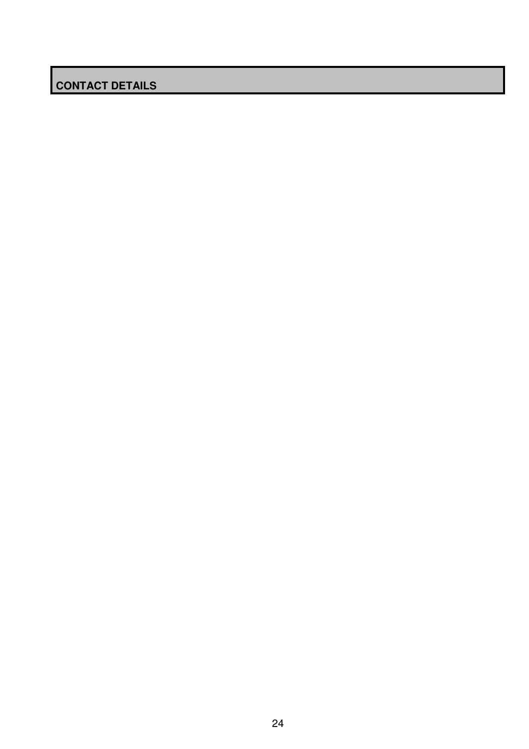## CONTACT DETAILS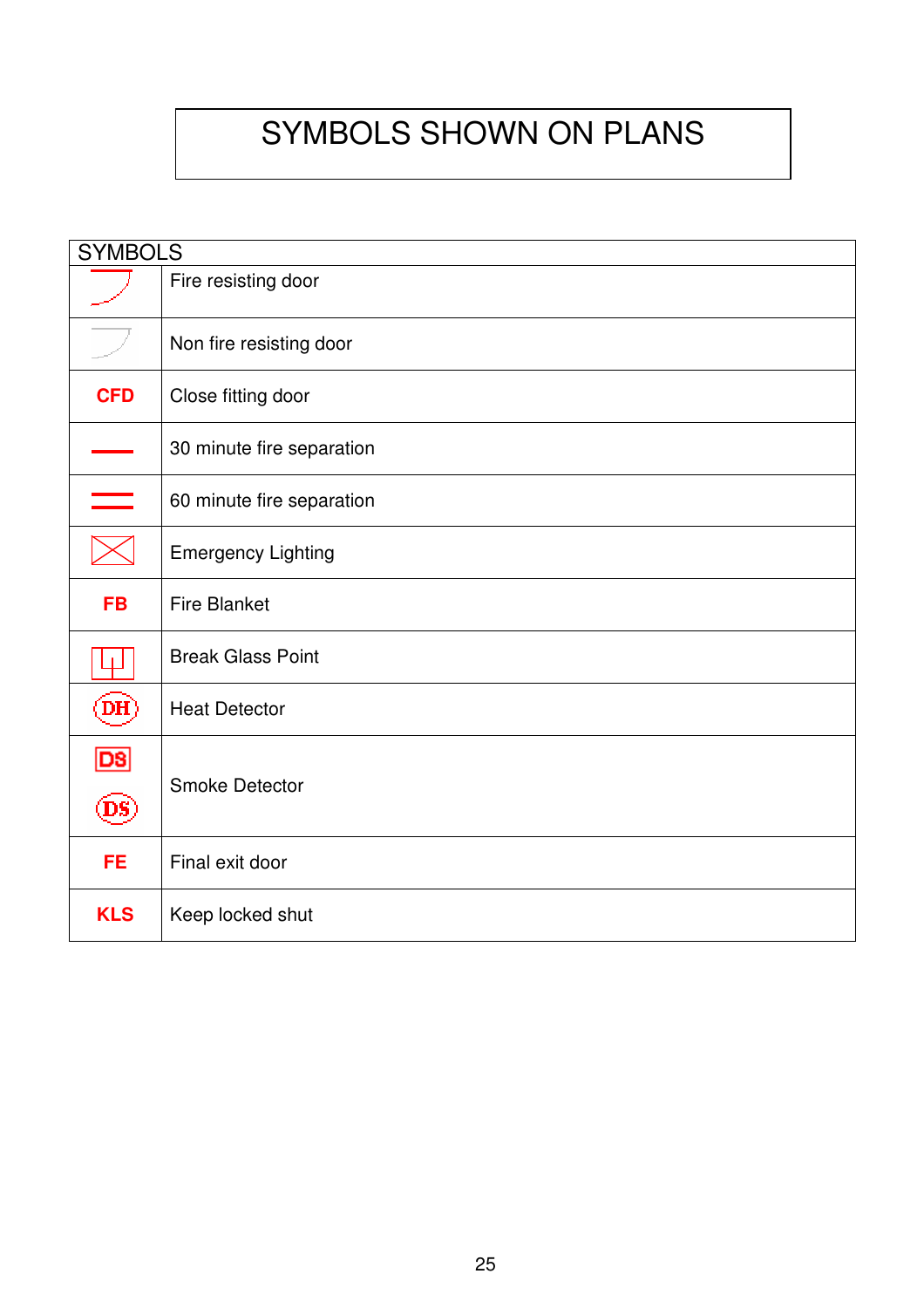# SYMBOLS SHOWN ON PLANS

| SYMBOLS | |
|---|---|
| | Fire resisting door |
| | Non fire resisting door |
| **CFD** | Close fitting door |
| | 30 minute fire separation |
| | 60 minute fire separation |
| | Emergency Lighting |
| **FB** | Fire Blanket |
| | Break Glass Point |
| DH | Heat Detector |
| DS<br>DS | Smoke Detector |
| **FE** | Final exit door |
| **KLS** | Keep locked shut |